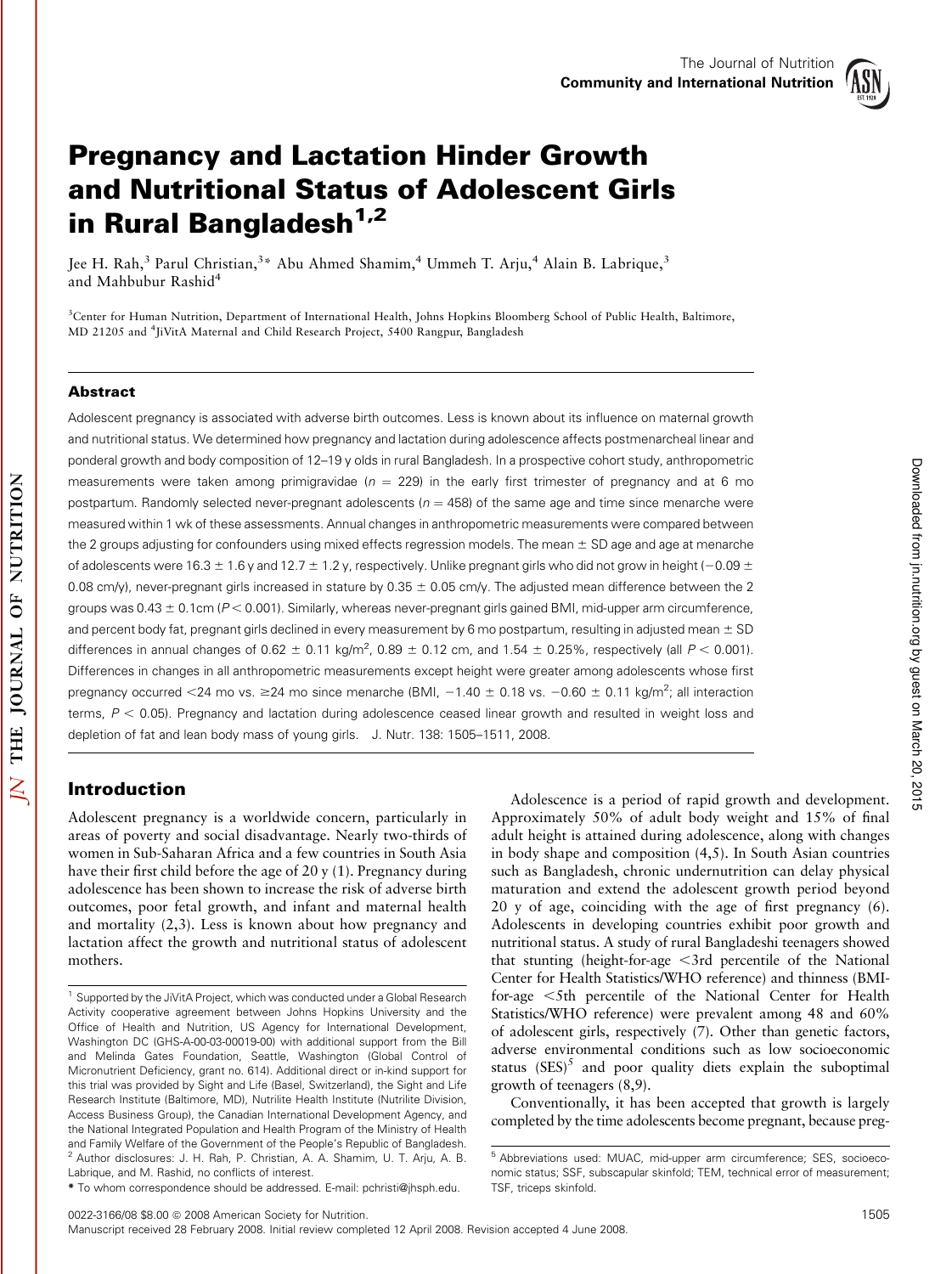# Pregnancy and Lactation Hinder Growth and Nutritional Status of Adolescent Girls in Rural Bangladesh[1,2]

Jee H. Rah,[3] Parul Christian,[3]* Abu Ahmed Shamim,[4] Ummeh T. Arju,[4] Alain B. Labrique,[3] and Mahbubur Rashid[4]

[3]Center for Human Nutrition, Department of International Health, Johns Hopkins Bloomberg School of Public Health, Baltimore, MD 21205 and [4]JiVitA Maternal and Child Research Project, 5400 Rangpur, Bangladesh

## Abstract

Adolescent pregnancy is associated with adverse birth outcomes. Less is known about its influence on maternal growth and nutritional status. We determined how pregnancy and lactation during adolescence affects postmenarcheal linear and ponderal growth and body composition of 12–19 y olds in rural Bangladesh. In a prospective cohort study, anthropometric measurements were taken among primigravidae ($n$ = 229) in the early first trimester of pregnancy and at 6 mo postpartum. Randomly selected never-pregnant adolescents ($n$ = 458) of the same age and time since menarche were measured within 1 wk of these assessments. Annual changes in anthropometric measurements were compared between the 2 groups adjusting for confounders using mixed effects regression models. The mean ± SD age and age at menarche of adolescents were 16.3 ± 1.6 y and 12.7 ± 1.2 y, respectively. Unlike pregnant girls who did not grow in height (−0.09 ± 0.08 cm/y), never-pregnant girls increased in stature by 0.35 ± 0.05 cm/y. The adjusted mean difference between the 2 groups was 0.43 ± 0.1cm ($P$ < 0.001). Similarly, whereas never-pregnant girls gained BMI, mid-upper arm circumference, and percent body fat, pregnant girls declined in every measurement by 6 mo postpartum, resulting in adjusted mean ± SD differences in annual changes of 0.62 ± 0.11 kg/m$^2$, 0.89 ± 0.12 cm, and 1.54 ± 0.25%, respectively (all $P$ < 0.001). Differences in changes in all anthropometric measurements except height were greater among adolescents whose first pregnancy occurred <24 mo vs. ≥24 mo since menarche (BMI, −1.40 ± 0.18 vs. −0.60 ± 0.11 kg/m$^2$; all interaction terms, $P$ < 0.05). Pregnancy and lactation during adolescence ceased linear growth and resulted in weight loss and depletion of fat and lean body mass of young girls. J. Nutr. 138: 1505–1511, 2008.

## Introduction

Adolescent pregnancy is a worldwide concern, particularly in areas of poverty and social disadvantage. Nearly two-thirds of women in Sub-Saharan Africa and a few countries in South Asia have their first child before the age of 20 y (1). Pregnancy during adolescence has been shown to increase the risk of adverse birth outcomes, poor fetal growth, and infant and maternal health and mortality (2,3). Less is known about how pregnancy and lactation affect the growth and nutritional status of adolescent mothers.

Adolescence is a period of rapid growth and development. Approximately 50% of adult body weight and 15% of final adult height is attained during adolescence, along with changes in body shape and composition (4,5). In South Asian countries such as Bangladesh, chronic undernutrition can delay physical maturation and extend the adolescent growth period beyond 20 y of age, coinciding with the age of first pregnancy (6). Adolescents in developing countries exhibit poor growth and nutritional status. A study of rural Bangladeshi teenagers showed that stunting (height-for-age <3rd percentile of the National Center for Health Statistics/WHO reference) and thinness (BMI-for-age <5th percentile of the National Center for Health Statistics/WHO reference) were prevalent among 48 and 60% of adolescent girls, respectively (7). Other than genetic factors, adverse environmental conditions such as low socioeconomic status (SES)[5] and poor quality diets explain the suboptimal growth of teenagers (8,9).

Conventionally, it has been accepted that growth is largely completed by the time adolescents become pregnant, because preg-

---

[1] Supported by the JiVitA Project, which was conducted under a Global Research Activity cooperative agreement between Johns Hopkins University and the Office of Health and Nutrition, US Agency for International Development, Washington DC (GHS-A-00-03-00019-00) with additional support from the Bill and Melinda Gates Foundation, Seattle, Washington (Global Control of Micronutrient Deficiency, grant no. 614). Additional direct or in-kind support for this trial was provided by Sight and Life (Basel, Switzerland), the Sight and Life Research Institute (Baltimore, MD), Nutrilite Health Institute (Nutrilite Division, Access Business Group), the Canadian International Development Agency, and the National Integrated Population and Health Program of the Ministry of Health and Family Welfare of the Government of the People's Republic of Bangladesh.

[2] Author disclosures: J. H. Rah, P. Christian, A. A. Shamim, U. T. Arju, A. B. Labrique, and M. Rashid, no conflicts of interest.

* To whom correspondence should be addressed. E-mail: pchristi@jhsph.edu.

[5] Abbreviations used: MUAC, mid-upper arm circumference; SES, socioeconomic status; SSF, subscapular skinfold; TEM, technical error of measurement; TSF, triceps skinfold.

0022-3166/08 $8.00 © 2008 American Society for Nutrition.

Manuscript received 28 February 2008. Initial review completed 12 April 2008. Revision accepted 4 June 2008.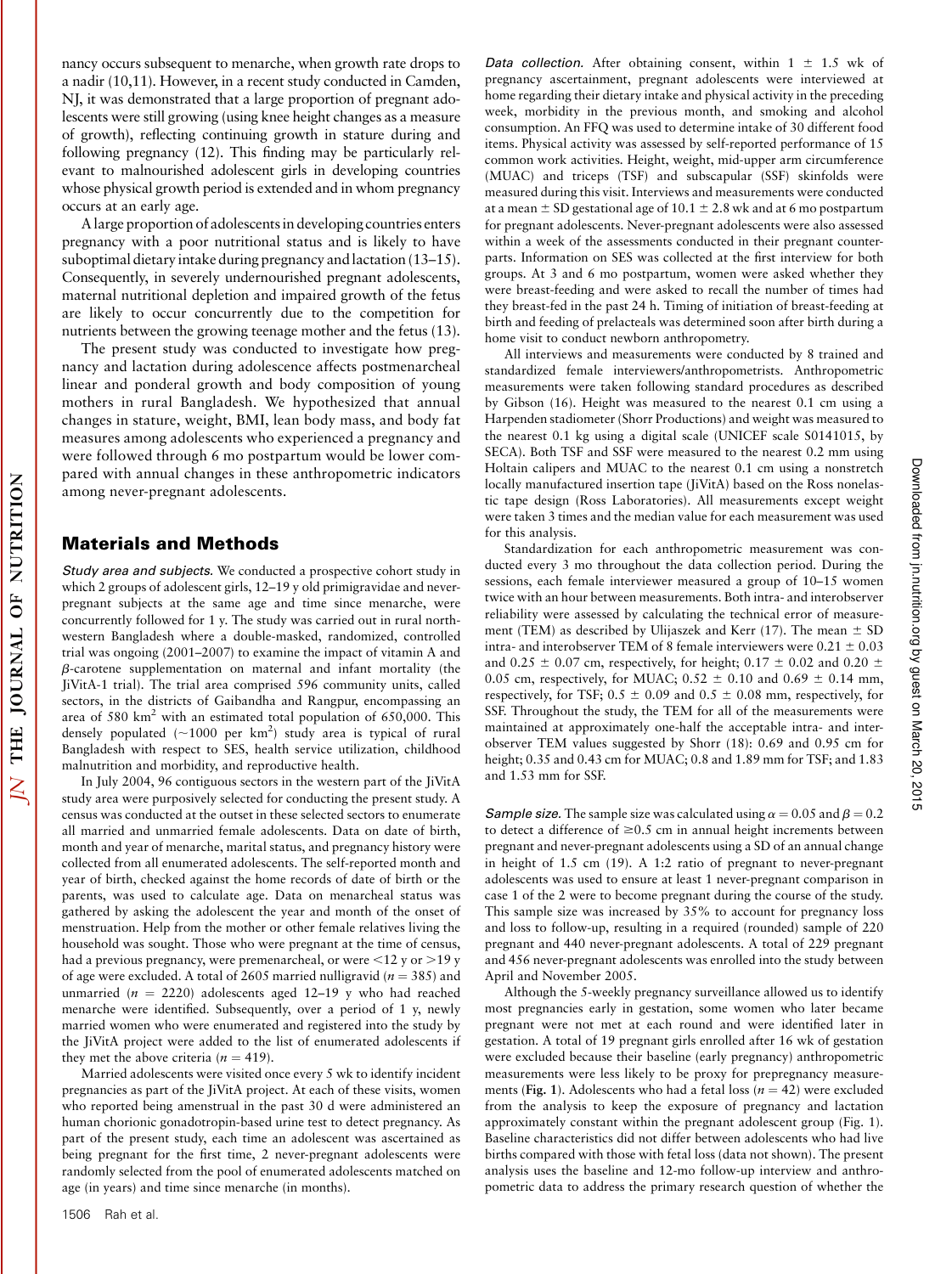nancy occurs subsequent to menarche, when growth rate drops to a nadir (10,11). However, in a recent study conducted in Camden, NJ, it was demonstrated that a large proportion of pregnant adolescents were still growing (using knee height changes as a measure of growth), reflecting continuing growth in stature during and following pregnancy (12). This finding may be particularly relevant to malnourished adolescent girls in developing countries whose physical growth period is extended and in whom pregnancy occurs at an early age.

A large proportion of adolescents in developing countries enters pregnancy with a poor nutritional status and is likely to have suboptimal dietary intake during pregnancy and lactation (13–15). Consequently, in severely undernourished pregnant adolescents, maternal nutritional depletion and impaired growth of the fetus are likely to occur concurrently due to the competition for nutrients between the growing teenage mother and the fetus (13).

The present study was conducted to investigate how pregnancy and lactation during adolescence affects postmenarcheal linear and ponderal growth and body composition of young mothers in rural Bangladesh. We hypothesized that annual changes in stature, weight, BMI, lean body mass, and body fat measures among adolescents who experienced a pregnancy and were followed through 6 mo postpartum would be lower compared with annual changes in these anthropometric indicators among never-pregnant adolescents.

## Materials and Methods

*Study area and subjects.* We conducted a prospective cohort study in which 2 groups of adolescent girls, 12–19 y old primigravidae and never-pregnant subjects at the same age and time since menarche, were concurrently followed for 1 y. The study was carried out in rural northwestern Bangladesh where a double-masked, randomized, controlled trial was ongoing (2001–2007) to examine the impact of vitamin A and $\beta$-carotene supplementation on maternal and infant mortality (the JiVitA-1 trial). The trial area comprised 596 community units, called sectors, in the districts of Gaibandha and Rangpur, encompassing an area of 580 km$^2$ with an estimated total population of 650,000. This densely populated (~1000 per km$^2$) study area is typical of rural Bangladesh with respect to SES, health service utilization, childhood malnutrition and morbidity, and reproductive health.

In July 2004, 96 contiguous sectors in the western part of the JiVitA study area were purposively selected for conducting the present study. A census was conducted at the outset in these selected sectors to enumerate all married and unmarried female adolescents. Data on date of birth, month and year of menarche, marital status, and pregnancy history were collected from all enumerated adolescents. The self-reported month and year of birth, checked against the home records of date of birth or the parents, was used to calculate age. Data on menarcheal status was gathered by asking the adolescent the year and month of the onset of menstruation. Help from the mother or other female relatives living the household was sought. Those who were pregnant at the time of census, had a previous pregnancy, were premenarcheal, or were <12 y or >19 y of age were excluded. A total of 2605 married nulligravid ($n = 385$) and unmarried ($n = 2220$) adolescents aged 12–19 y who had reached menarche were identified. Subsequently, over a period of 1 y, newly married women who were enumerated and registered into the study by the JiVitA project were added to the list of enumerated adolescents if they met the above criteria ($n = 419$).

Married adolescents were visited once every 5 wk to identify incident pregnancies as part of the JiVitA project. At each of these visits, women who reported being amenstrual in the past 30 d were administered an human chorionic gonadotropin-based urine test to detect pregnancy. As part of the present study, each time an adolescent was ascertained as being pregnant for the first time, 2 never-pregnant adolescents were randomly selected from the pool of enumerated adolescents matched on age (in years) and time since menarche (in months).

*Data collection.* After obtaining consent, within 1 ± 1.5 wk of pregnancy ascertainment, pregnant adolescents were interviewed at home regarding their dietary intake and physical activity in the preceding week, morbidity in the previous month, and smoking and alcohol consumption. An FFQ was used to determine intake of 30 different food items. Physical activity was assessed by self-reported performance of 15 common work activities. Height, weight, mid-upper arm circumference (MUAC) and triceps (TSF) and subscapular (SSF) skinfolds were measured during this visit. Interviews and measurements were conducted at a mean ± SD gestational age of 10.1 ± 2.8 wk and at 6 mo postpartum for pregnant adolescents. Never-pregnant adolescents were also assessed within a week of the assessments conducted in their pregnant counterparts. Information on SES was collected at the first interview for both groups. At 3 and 6 mo postpartum, women were asked whether they were breast-feeding and were asked to recall the number of times had they breast-fed in the past 24 h. Timing of initiation of breast-feeding at birth and feeding of prelacteals was determined soon after birth during a home visit to conduct newborn anthropometry.

All interviews and measurements were conducted by 8 trained and standardized female interviewers/anthropometrists. Anthropometric measurements were taken following standard procedures as described by Gibson (16). Height was measured to the nearest 0.1 cm using a Harpenden stadiometer (Shorr Productions) and weight was measured to the nearest 0.1 kg using a digital scale (UNICEF scale S0141015, by SECA). Both TSF and SSF were measured to the nearest 0.2 mm using Holtain calipers and MUAC to the nearest 0.1 cm using a nonstretch locally manufactured insertion tape (JiVitA) based on the Ross nonelastic tape design (Ross Laboratories). All measurements except weight were taken 3 times and the median value for each measurement was used for this analysis.

Standardization for each anthropometric measurement was conducted every 3 mo throughout the data collection period. During the sessions, each female interviewer measured a group of 10–15 women twice with an hour between measurements. Both intra- and interobserver reliability were assessed by calculating the technical error of measurement (TEM) as described by Ulijaszek and Kerr (17). The mean ± SD intra- and interobserver TEM of 8 female interviewers were 0.21 ± 0.03 and 0.25 ± 0.07 cm, respectively, for height; 0.17 ± 0.02 and 0.20 ± 0.05 cm, respectively, for MUAC; 0.52 ± 0.10 and 0.69 ± 0.14 mm, respectively, for TSF; and 0.5 ± 0.09 and 0.5 ± 0.08 mm, respectively, for SSF. Throughout the study, the TEM for all of the measurements were maintained at approximately one-half the acceptable intra- and interobserver TEM values suggested by Shorr (18): 0.69 and 0.95 cm for height; 0.35 and 0.43 cm for MUAC; 0.8 and 1.89 mm for TSF; and 1.83 and 1.53 mm for SSF.

*Sample size.* The sample size was calculated using $\alpha = 0.05$ and $\beta = 0.2$ to detect a difference of ≥0.5 cm in annual height increments between pregnant and never-pregnant adolescents using a SD of an annual change in height of 1.5 cm (19). A 1:2 ratio of pregnant to never-pregnant adolescents was used to ensure at least 1 never-pregnant comparison in case 1 of the 2 were to become pregnant during the course of the study. This sample size was increased by 35% to account for pregnancy loss and loss to follow-up, resulting in a required (rounded) sample of 220 pregnant and 440 never-pregnant adolescents. A total of 229 pregnant and 456 never-pregnant adolescents was enrolled into the study between April and November 2005.

Although the 5-weekly pregnancy surveillance allowed us to identify most pregnancies early in gestation, some women who later became pregnant were not met at each round and were identified later in gestation. A total of 19 pregnant girls enrolled after 16 wk of gestation were excluded because their baseline (early pregnancy) anthropometric measurements were less likely to be proxy for prepregnancy measurements (**Fig. 1**). Adolescents who had a fetal loss ($n = 42$) were excluded from the analysis to keep the exposure of pregnancy and lactation approximately constant within the pregnant adolescent group (Fig. 1). Baseline characteristics did not differ between adolescents who had live births compared with those with fetal loss (data not shown). The present analysis uses the baseline and 12-mo follow-up interview and anthropometric data to address the primary research question of whether the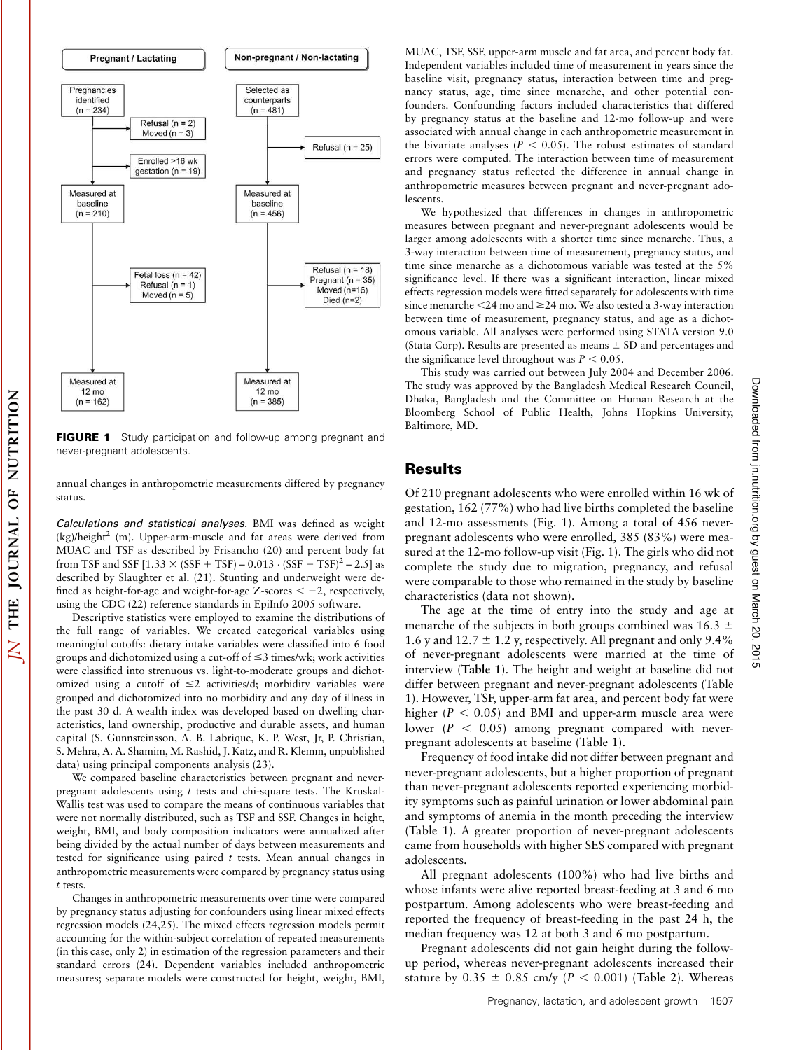Pregnant / Lactating

Pregnancies identified (n = 234)

Refusal (n = 2)
Moved (n = 3)

Enrolled >16 wk gestation (n = 19)

Measured at baseline (n = 210)

Fetal loss (n = 42)
Refusal (n = 1)
Moved (n = 5)

Measured at 12 mo (n = 162)

Non-pregnant / Non-lactating

Selected as counterparts (n = 481)

Refusal (n = 25)

Measured at baseline (n = 456)

Refusal (n = 18)
Pregnant (n = 35)
Moved (n=16)
Died (n=2)

Measured at 12 mo (n = 385)

**FIGURE 1** Study participation and follow-up among pregnant and never-pregnant adolescents.

annual changes in anthropometric measurements differed by pregnancy status.

*Calculations and statistical analyses.* BMI was defined as weight (kg)/height$^2$ (m). Upper-arm-muscle and fat areas were derived from MUAC and TSF as described by Frisancho (20) and percent body fat from TSF and SSF [$1.33 \times (SSF + TSF) - 0.013 \cdot (SSF + TSF)^2 - 2.5$] as described by Slaughter et al. (21). Stunting and underweight were defined as height-for-age and weight-for-age Z-scores $< -2$, respectively, using the CDC (22) reference standards in EpiInfo 2005 software.

Descriptive statistics were employed to examine the distributions of the full range of variables. We created categorical variables using meaningful cutoffs: dietary intake variables were classified into 6 food groups and dichotomized using a cut-off of ≤3 times/wk; work activities were classified into strenuous vs. light-to-moderate groups and dichotomized using a cutoff of ≤2 activities/d; morbidity variables were grouped and dichotomized into no morbidity and any day of illness in the past 30 d. A wealth index was developed based on dwelling characteristics, land ownership, productive and durable assets, and human capital (S. Gunnsteinsson, A. B. Labrique, K. P. West, Jr, P. Christian, S. Mehra, A. A. Shamim, M. Rashid, J. Katz, and R. Klemm, unpublished data) using principal components analysis (23).

We compared baseline characteristics between pregnant and never-pregnant adolescents using *t* tests and chi-square tests. The Kruskal-Wallis test was used to compare the means of continuous variables that were not normally distributed, such as TSF and SSF. Changes in height, weight, BMI, and body composition indicators were annualized after being divided by the actual number of days between measurements and tested for significance using paired *t* tests. Mean annual changes in anthropometric measurements were compared by pregnancy status using *t* tests.

Changes in anthropometric measurements over time were compared by pregnancy status adjusting for confounders using linear mixed effects regression models (24,25). The mixed effects regression models permit accounting for the within-subject correlation of repeated measurements (in this case, only 2) in estimation of the regression parameters and their standard errors (24). Dependent variables included anthropometric measures; separate models were constructed for height, weight, BMI, MUAC, TSF, SSF, upper-arm muscle and fat area, and percent body fat. Independent variables included time of measurement in years since the baseline visit, pregnancy status, interaction between time and pregnancy status, age, time since menarche, and other potential confounders. Confounding factors included characteristics that differed by pregnancy status at the baseline and 12-mo follow-up visit and were associated with annual change in each anthropometric measurement in the bivariate analyses ($P < 0.05$). The robust estimates of standard errors were computed. The interaction between time of measurement and pregnancy status reflected the difference in annual change in anthropometric measures between pregnant and never-pregnant adolescents.

We hypothesized that differences in changes in anthropometric measures between pregnant and never-pregnant adolescents would be larger among adolescents with a shorter time since menarche. Thus, a 3-way interaction between time of measurement, pregnancy status, and time since menarche as a dichotomous variable was tested at the 5% significance level. If there was a significant interaction, linear mixed effects regression models were fitted separately for adolescents with time since menarche <24 mo and ≥24 mo. We also tested a 3-way interaction between time of measurement, pregnancy status, and age as a dichotomous variable. All analyses were performed using STATA version 9.0 (Stata Corp). Results are presented as means ± SD and percentages and the significance level throughout was $P < 0.05$.

This study was carried out between July 2004 and December 2006. The study was approved by the Bangladesh Medical Research Council, Dhaka, Bangladesh and the Committee on Human Research at the Bloomberg School of Public Health, Johns Hopkins University, Baltimore, MD.

## Results

Of 210 pregnant adolescents who were enrolled within 16 wk of gestation, 162 (77%) who had live births completed the baseline and 12-mo assessments (Fig. 1). Among a total of 456 never-pregnant adolescents who were enrolled, 385 (83%) were measured at the 12-mo follow-up visit (Fig. 1). The girls who did not complete the study due to migration, pregnancy, and refusal were comparable to those who remained in the study by baseline characteristics (data not shown).

The age at the time of entry into the study and age at menarche of the subjects in both groups combined was 16.3 ± 1.6 y and 12.7 ± 1.2 y, respectively. All pregnant and only 9.4% of never-pregnant adolescents were married at the time of interview (**Table 1**). The height and weight at baseline did not differ between pregnant and never-pregnant adolescents (Table 1). However, TSF, upper-arm fat area, and percent body fat were higher ($P < 0.05$) and BMI and upper-arm muscle area were lower ($P < 0.05$) among pregnant compared with never-pregnant adolescents at baseline (Table 1).

Frequency of food intake did not differ between pregnant and never-pregnant adolescents, but a higher proportion of pregnant than never-pregnant adolescents reported experiencing morbidity symptoms such as painful urination or lower abdominal pain and symptoms of anemia in the month preceding the interview (Table 1). A greater proportion of never-pregnant adolescents came from households with higher SES compared with pregnant adolescents.

All pregnant adolescents (100%) who had live births and whose infants were alive reported breast-feeding at 3 and 6 mo postpartum. Among adolescents who were breast-feeding and reported the frequency of breast-feeding in the past 24 h, the median frequency was 12 at both 3 and 6 mo postpartum.

Pregnant adolescents did not gain height during the follow-up period, whereas never-pregnant adolescents increased their stature by 0.35 ± 0.85 cm/y ($P < 0.001$) (**Table 2**). Whereas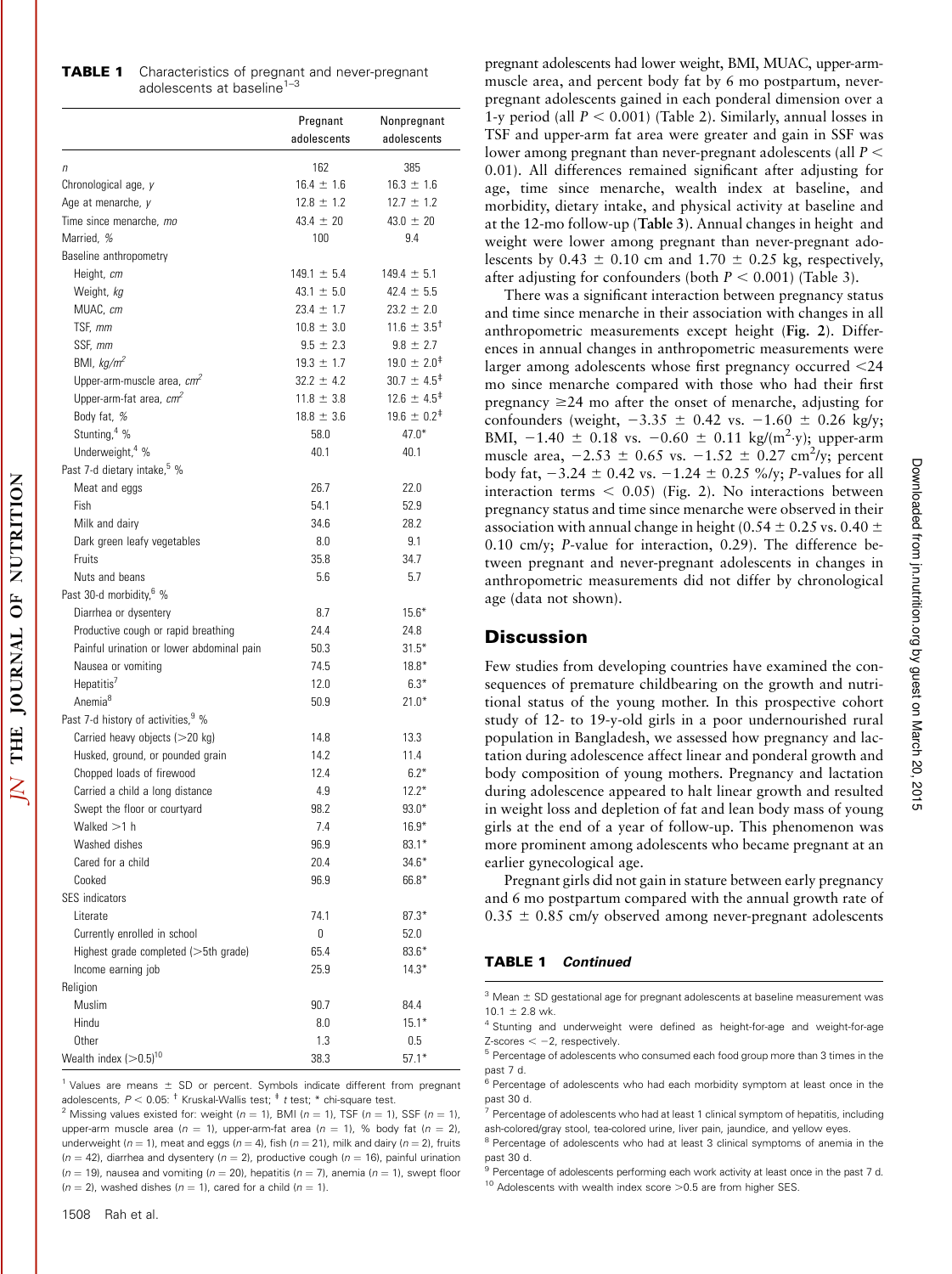**TABLE 1** Characteristics of pregnant and never-pregnant adolescents at baseline[1–3]

| | Pregnant adolescents | Nonpregnant adolescents |
|---|---|---|
| n | 162 | 385 |
| Chronological age, y | 16.4 ± 1.6 | 16.3 ± 1.6 |
| Age at menarche, y | 12.8 ± 1.2 | 12.7 ± 1.2 |
| Time since menarche, mo | 43.4 ± 20 | 43.0 ± 20 |
| Married, % | 100 | 9.4 |
| Baseline anthropometry | | |
| Height, cm | 149.1 ± 5.4 | 149.4 ± 5.1 |
| Weight, kg | 43.1 ± 5.0 | 42.4 ± 5.5 |
| MUAC, cm | 23.4 ± 1.7 | 23.2 ± 2.0 |
| TSF, mm | 10.8 ± 3.0 | 11.6 ± 3.5† |
| SSF, mm | 9.5 ± 2.3 | 9.8 ± 2.7 |
| BMI, $kg/m^2$ | 19.3 ± 1.7 | 19.0 ± 2.0‡ |
| Upper-arm-muscle area, $cm^2$ | 32.2 ± 4.2 | 30.7 ± 4.5‡ |
| Upper-arm-fat area, $cm^2$ | 11.8 ± 3.8 | 12.6 ± 4.5‡ |
| Body fat, % | 18.8 ± 3.6 | 19.6 ± 0.2‡ |
| Stunting,[4] % | 58.0 | 47.0* |
| Underweight,[4] % | 40.1 | 40.1 |
| Past 7-d dietary intake,[5] % | | |
| Meat and eggs | 26.7 | 22.0 |
| Fish | 54.1 | 52.9 |
| Milk and dairy | 34.6 | 28.2 |
| Dark green leafy vegetables | 8.0 | 9.1 |
| Fruits | 35.8 | 34.7 |
| Nuts and beans | 5.6 | 5.7 |
| Past 30-d morbidity,[6] % | | |
| Diarrhea or dysentery | 8.7 | 15.6* |
| Productive cough or rapid breathing | 24.4 | 24.8 |
| Painful urination or lower abdominal pain | 50.3 | 31.5* |
| Nausea or vomiting | 74.5 | 18.8* |
| Hepatitis[7] | 12.0 | 6.3* |
| Anemia[8] | 50.9 | 21.0* |
| Past 7-d history of activities,[9] % | | |
| Carried heavy objects (>20 kg) | 14.8 | 13.3 |
| Husked, ground, or pounded grain | 14.2 | 11.4 |
| Chopped loads of firewood | 12.4 | 6.2* |
| Carried a child a long distance | 4.9 | 12.2* |
| Swept the floor or courtyard | 98.2 | 93.0* |
| Walked >1 h | 7.4 | 16.9* |
| Washed dishes | 96.9 | 83.1* |
| Cared for a child | 20.4 | 34.6* |
| Cooked | 96.9 | 66.8* |
| SES indicators | | |
| Literate | 74.1 | 87.3* |
| Currently enrolled in school | 0 | 52.0 |
| Highest grade completed (>5th grade) | 65.4 | 83.6* |
| Income earning job | 25.9 | 14.3* |
| Religion | | |
| Muslim | 90.7 | 84.4 |
| Hindu | 8.0 | 15.1* |
| Other | 1.3 | 0.5 |
| Wealth index (>0.5)[10] | 38.3 | 57.1* |

[1] Values are means ± SD or percent. Symbols indicate different from pregnant adolescents, $P < 0.05$: † Kruskal-Wallis test; ‡ t test; * chi-square test.
[2] Missing values existed for: weight (n = 1), BMI (n = 1), TSF (n = 1), SSF (n = 1), upper-arm muscle area (n = 1), upper-arm-fat area (n = 1), % body fat (n = 2), underweight (n = 1), meat and eggs (n = 4), fish (n = 21), milk and dairy (n = 2), fruits (n = 42), diarrhea and dysentery (n = 2), productive cough (n = 16), painful urination (n = 19), nausea and vomiting (n = 20), hepatitis (n = 7), anemia (n = 1), swept floor (n = 2), washed dishes (n = 1), cared for a child (n = 1).
[3] Mean ± SD gestational age for pregnant adolescents at baseline measurement was 10.1 ± 2.8 wk.
[4] Stunting and underweight were defined as height-for-age and weight-for-age Z-scores < −2, respectively.
[5] Percentage of adolescents who consumed each food group more than 3 times in the past 7 d.
[6] Percentage of adolescents who had each morbidity symptom at least once in the past 30 d.
[7] Percentage of adolescents who had at least 1 clinical symptom of hepatitis, including ash-colored/gray stool, tea-colored urine, liver pain, jaundice, and yellow eyes.
[8] Percentage of adolescents who had at least 3 clinical symptoms of anemia in the past 30 d.
[9] Percentage of adolescents performing each work activity at least once in the past 7 d.
[10] Adolescents with wealth index score >0.5 are from higher SES.

pregnant adolescents had lower weight, BMI, MUAC, upper-arm-muscle area, and percent body fat by 6 mo postpartum, never-pregnant adolescents gained in each ponderal dimension over a 1-y period (all $P < 0.001$) (Table 2). Similarly, annual losses in TSF and upper-arm fat area were greater and gain in SSF was lower among pregnant than never-pregnant adolescents (all $P < 0.01$). All differences remained significant after adjusting for age, time since menarche, wealth index at baseline, and morbidity, dietary intake, and physical activity at baseline and at the 12-mo follow-up (**Table 3**). Annual changes in height and weight were lower among pregnant than never-pregnant adolescents by 0.43 ± 0.10 cm and 1.70 ± 0.25 kg, respectively, after adjusting for confounders (both $P < 0.001$) (Table 3).

There was a significant interaction between pregnancy status and time since menarche in their association with changes in all anthropometric measurements except height (**Fig. 2**). Differences in annual changes in anthropometric measurements were larger among adolescents whose first pregnancy occurred <24 mo since menarche compared with those who had their first pregnancy ≥24 mo after the onset of menarche, adjusting for confounders (weight, −3.35 ± 0.42 vs. −1.60 ± 0.26 kg/y; BMI, −1.40 ± 0.18 vs. −0.60 ± 0.11 kg/($m^2$·y); upper-arm muscle area, −2.53 ± 0.65 vs. −1.52 ± 0.27 $cm^2$/y; percent body fat, −3.24 ± 0.42 vs. −1.24 ± 0.25 %/y; *P*-values for all interaction terms < 0.05) (Fig. 2). No interactions between pregnancy status and time since menarche were observed in their association with annual change in height (0.54 ± 0.25 vs. 0.40 ± 0.10 cm/y; *P*-value for interaction, 0.29). The difference between pregnant and never-pregnant adolescents in changes in anthropometric measurements did not differ by chronological age (data not shown).

## Discussion

Few studies from developing countries have examined the consequences of premature childbearing on the growth and nutritional status of the young mother. In this prospective cohort study of 12- to 19-y-old girls in a poor undernourished rural population in Bangladesh, we assessed how pregnancy and lactation during adolescence affect linear and ponderal growth and body composition of young mothers. Pregnancy and lactation during adolescence appeared to halt linear growth and resulted in weight loss and depletion of fat and lean body mass of young girls at the end of a year of follow-up. This phenomenon was more prominent among adolescents who became pregnant at an earlier gynecological age.

Pregnant girls did not gain in stature between early pregnancy and 6 mo postpartum compared with the annual growth rate of 0.35 ± 0.85 cm/y observed among never-pregnant adolescents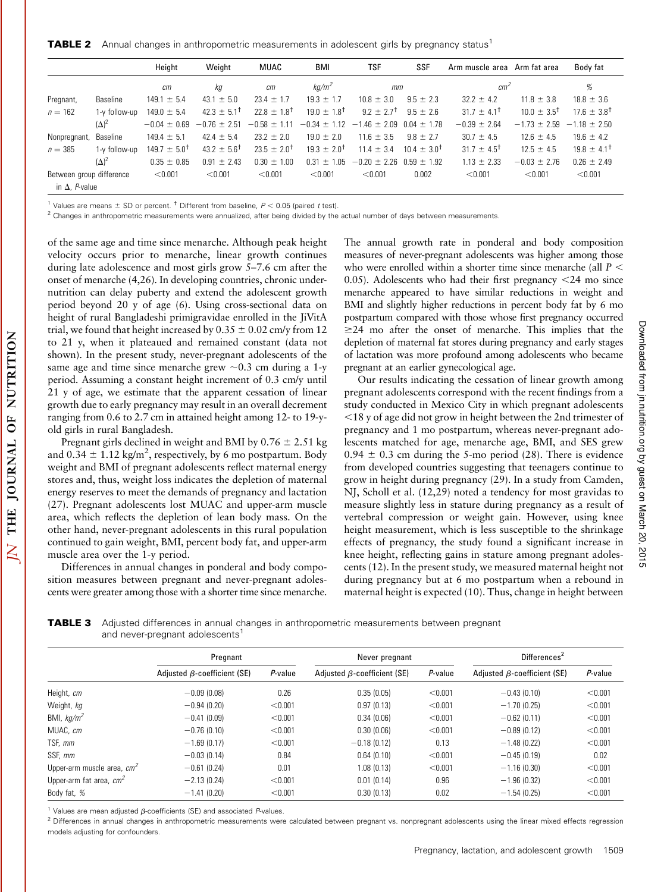**TABLE 2** Annual changes in anthropometric measurements in adolescent girls by pregnancy status[1]

| | | Height | Weight | MUAC | BMI | TSF | SSF | Arm muscle area | Arm fat area | Body fat |
|---|---|---|---|---|---|---|---|---|---|---|
| | | *cm* | *kg* | *cm* | *kg/m²* | *mm* | | *cm²* | | *%* |
| Pregnant, | Baseline | 149.1 ± 5.4 | 43.1 ± 5.0 | 23.4 ± 1.7 | 19.3 ± 1.7 | 10.8 ± 3.0 | 9.5 ± 2.3 | 32.2 ± 4.2 | 11.8 ± 3.8 | 18.8 ± 3.6 |
| $n = 162$ | 1-y follow-up | 149.0 ± 5.4 | 42.3 ± 5.1† | 22.8 ± 1.8† | 19.0 ± 1.8† | 9.2 ± 2.7† | 9.5 ± 2.6 | 31.7 ± 4.1† | 10.0 ± 3.5† | 17.6 ± 3.8† |
| | (Δ)[2] | −0.04 ± 0.69 | −0.76 ± 2.51 | −0.58 ± 1.11 | −0.34 ± 1.12 | −1.46 ± 2.09 | 0.04 ± 1.78 | −0.39 ± 2.64 | −1.73 ± 2.59 | −1.18 ± 2.50 |
| Nonpregnant, | Baseline | 149.4 ± 5.1 | 42.4 ± 5.4 | 23.2 ± 2.0 | 19.0 ± 2.0 | 11.6 ± 3.5 | 9.8 ± 2.7 | 30.7 ± 4.5 | 12.6 ± 4.5 | 19.6 ± 4.2 |
| $n = 385$ | 1-y follow-up | 149.7 ± 5.0† | 43.2 ± 5.6† | 23.5 ± 2.0† | 19.3 ± 2.0† | 11.4 ± 3.4 | 10.4 ± 3.0† | 31.7 ± 4.5† | 12.5 ± 4.5 | 19.8 ± 4.1† |
| | (Δ)[2] | 0.35 ± 0.85 | 0.91 ± 2.43 | 0.30 ± 1.00 | 0.31 ± 1.05 | −0.20 ± 2.26 | 0.59 ± 1.92 | 1.13 ± 2.33 | −0.03 ± 2.76 | 0.26 ± 2.49 |
| Between group difference in Δ, *P*-value | | <0.001 | <0.001 | <0.001 | <0.001 | <0.001 | 0.002 | <0.001 | <0.001 | <0.001 |

[1] Values are means ± SD or percent. † Different from baseline, $P < 0.05$ (paired *t* test).
[2] Changes in anthropometric measurements were annualized, after being divided by the actual number of days between measurements.

of the same age and time since menarche. Although peak height velocity occurs prior to menarche, linear growth continues during late adolescence and most girls grow 5–7.6 cm after the onset of menarche (4,26). In developing countries, chronic undernutrition can delay puberty and extend the adolescent growth period beyond 20 y of age (6). Using cross-sectional data on height of rural Bangladeshi primigravidae enrolled in the JiVitA trial, we found that height increased by 0.35 ± 0.02 cm/y from 12 to 21 y, when it plateaued and remained constant (data not shown). In the present study, never-pregnant adolescents of the same age and time since menarche grew ~0.3 cm during a 1-y period. Assuming a constant height increment of 0.3 cm/y until 21 y of age, we estimate that the apparent cessation of linear growth due to early pregnancy may result in an overall decrement ranging from 0.6 to 2.7 cm in attained height among 12- to 19-y-old girls in rural Bangladesh.

Pregnant girls declined in weight and BMI by 0.76 ± 2.51 kg and 0.34 ± 1.12 kg/m², respectively, by 6 mo postpartum. Body weight and BMI of pregnant adolescents reflect maternal energy stores and, thus, weight loss indicates the depletion of maternal energy reserves to meet the demands of pregnancy and lactation (27). Pregnant adolescents lost MUAC and upper-arm muscle area, which reflects the depletion of lean body mass. On the other hand, never-pregnant adolescents in this rural population continued to gain weight, BMI, percent body fat, and upper-arm muscle area over the 1-y period.

Differences in annual changes in ponderal and body composition measures between pregnant and never-pregnant adolescents were greater among those with a shorter time since menarche. The annual growth rate in ponderal and body composition measures of never-pregnant adolescents was higher among those who were enrolled within a shorter time since menarche (all $P < 0.05$). Adolescents who had their first pregnancy <24 mo since menarche appeared to have similar reductions in weight and BMI and slightly higher reductions in percent body fat by 6 mo postpartum compared with those whose first pregnancy occurred ≥24 mo after the onset of menarche. This implies that the depletion of maternal fat stores during pregnancy and early stages of lactation was more profound among adolescents who became pregnant at an earlier gynecological age.

Our results indicating the cessation of linear growth among pregnant adolescents correspond with the recent findings from a study conducted in Mexico City in which pregnant adolescents <18 y of age did not grow in height between the 2nd trimester of pregnancy and 1 mo postpartum, whereas never-pregnant adolescents matched for age, menarche age, BMI, and SES grew 0.94 ± 0.3 cm during the 5-mo period (28). There is evidence from developed countries suggesting that teenagers continue to grow in height during pregnancy (29). In a study from Camden, NJ, Scholl et al. (12,29) noted a tendency for most gravidas to measure slightly less in stature during pregnancy as a result of vertebral compression or weight gain. However, using knee height measurement, which is less susceptible to the shrinkage effects of pregnancy, the study found a significant increase in knee height, reflecting gains in stature among pregnant adolescents (12). In the present study, we measured maternal height not during pregnancy but at 6 mo postpartum when a rebound in maternal height is expected (10). Thus, change in height between

**TABLE 3** Adjusted differences in annual changes in anthropometric measurements between pregnant and never-pregnant adolescents[1]

| | Pregnant | | Never pregnant | | Differences[2] | |
|---|---|---|---|---|---|---|
| | Adjusted β-coefficient (SE) | *P*-value | Adjusted β-coefficient (SE) | *P*-value | Adjusted β-coefficient (SE) | *P*-value |
| Height, *cm* | −0.09 (0.08) | 0.26 | 0.35 (0.05) | <0.001 | −0.43 (0.10) | <0.001 |
| Weight, *kg* | −0.94 (0.20) | <0.001 | 0.97 (0.13) | <0.001 | −1.70 (0.25) | <0.001 |
| BMI, *kg/m²* | −0.41 (0.09) | <0.001 | 0.34 (0.06) | <0.001 | −0.62 (0.11) | <0.001 |
| MUAC, *cm* | −0.76 (0.10) | <0.001 | 0.30 (0.06) | <0.001 | −0.89 (0.12) | <0.001 |
| TSF, *mm* | −1.69 (0.17) | <0.001 | −0.18 (0.12) | 0.13 | −1.48 (0.22) | <0.001 |
| SSF, *mm* | −0.03 (0.14) | 0.84 | 0.64 (0.10) | <0.001 | −0.45 (0.19) | 0.02 |
| Upper-arm muscle area, *cm²* | −0.61 (0.24) | 0.01 | 1.08 (0.13) | <0.001 | −1.16 (0.30) | <0.001 |
| Upper-arm fat area, *cm²* | −2.13 (0.24) | <0.001 | 0.01 (0.14) | 0.96 | −1.96 (0.32) | <0.001 |
| Body fat, *%* | −1.41 (0.20) | <0.001 | 0.30 (0.13) | 0.02 | −1.54 (0.25) | <0.001 |

[1] Values are mean adjusted β-coefficients (SE) and associated *P*-values.
[2] Differences in annual changes in anthropometric measurements were calculated between pregnant vs. nonpregnant adolescents using the linear mixed effects regression models adjusting for confounders.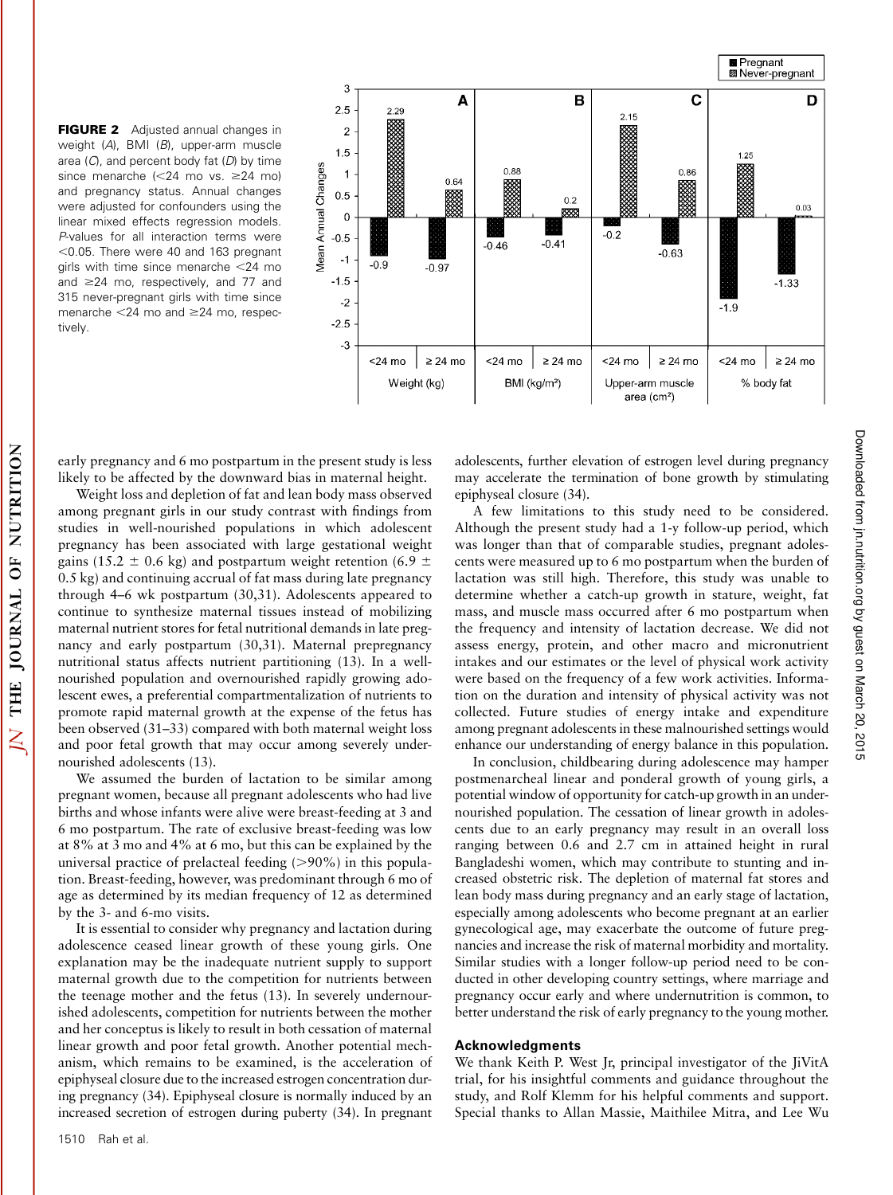**FIGURE 2** Adjusted annual changes in weight (*A*), BMI (*B*), upper-arm muscle area (*C*), and percent body fat (*D*) by time since menarche (<24 mo vs. ≥24 mo) and pregnancy status. Annual changes were adjusted for confounders using the linear mixed effects regression models. *P*-values for all interaction terms were <0.05. There were 40 and 163 pregnant girls with time since menarche <24 mo and ≥24 mo, respectively, and 77 and 315 never-pregnant girls with time since menarche <24 mo and ≥24 mo, respectively.

early pregnancy and 6 mo postpartum in the present study is less likely to be affected by the downward bias in maternal height.

Weight loss and depletion of fat and lean body mass observed among pregnant girls in our study contrast with findings from studies in well-nourished populations in which adolescent pregnancy has been associated with large gestational weight gains (15.2 ± 0.6 kg) and postpartum weight retention (6.9 ± 0.5 kg) and continuing accrual of fat mass during late pregnancy through 4–6 wk postpartum (30,31). Adolescents appeared to continue to synthesize maternal tissues instead of mobilizing maternal nutrient stores for fetal nutritional demands in late pregnancy and early postpartum (30,31). Maternal prepregnancy nutritional status affects nutrient partitioning (13). In a well-nourished population and overnourished rapidly growing adolescent ewes, a preferential compartmentalization of nutrients to promote rapid maternal growth at the expense of the fetus has been observed (31–33) compared with both maternal weight loss and poor fetal growth that may occur among severely undernourished adolescents (13).

We assumed the burden of lactation to be similar among pregnant women, because all pregnant adolescents who had live births and whose infants were alive were breast-feeding at 3 and 6 mo postpartum. The rate of exclusive breast-feeding was low at 8% at 3 mo and 4% at 6 mo, but this can be explained by the universal practice of prelacteal feeding (>90%) in this population. Breast-feeding, however, was predominant through 6 mo of age as determined by its median frequency of 12 as determined by the 3- and 6-mo visits.

It is essential to consider why pregnancy and lactation during adolescence ceased linear growth of these young girls. One explanation may be the inadequate nutrient supply to support maternal growth due to the competition for nutrients between the teenage mother and the fetus (13). In severely undernourished adolescents, competition for nutrients between the mother and her conceptus is likely to result in both cessation of maternal linear growth and poor fetal growth. Another potential mechanism, which remains to be examined, is the acceleration of epiphyseal closure due to the increased estrogen concentration during pregnancy (34). Epiphyseal closure is normally induced by an increased secretion of estrogen during puberty (34). In pregnant adolescents, further elevation of estrogen level during pregnancy may accelerate the termination of bone growth by stimulating epiphyseal closure (34).

A few limitations to this study need to be considered. Although the present study had a 1-y follow-up period, which was longer than that of comparable studies, pregnant adolescents were measured up to 6 mo postpartum when the burden of lactation was still high. Therefore, this study was unable to determine whether a catch-up growth in stature, weight, fat mass, and muscle mass occurred after 6 mo postpartum when the frequency and intensity of lactation decrease. We did not assess energy, protein, and other macro and micronutrient intakes and our estimates or the level of physical work activity were based on the frequency of a few work activities. Information on the duration and intensity of physical activity was not collected. Future studies of energy intake and expenditure among pregnant adolescents in these malnourished settings would enhance our understanding of energy balance in this population.

In conclusion, childbearing during adolescence may hamper postmenarcheal linear and ponderal growth of young girls, a potential window of opportunity for catch-up growth in an undernourished population. The cessation of linear growth in adolescents due to an early pregnancy may result in an overall loss ranging between 0.6 and 2.7 cm in attained height in rural Bangladeshi women, which may contribute to stunting and increased obstetric risk. The depletion of maternal fat stores and lean body mass during pregnancy and an early stage of lactation, especially among adolescents who become pregnant at an earlier gynecological age, may exacerbate the outcome of future pregnancies and increase the risk of maternal morbidity and mortality. Similar studies with a longer follow-up period need to be conducted in other developing country settings, where marriage and pregnancy occur early and where undernutrition is common, to better understand the risk of early pregnancy to the young mother.

## Acknowledgments

We thank Keith P. West Jr, principal investigator of the JiVitA trial, for his insightful comments and guidance throughout the study, and Rolf Klemm for his helpful comments and support. Special thanks to Allan Massie, Maithilee Mitra, and Lee Wu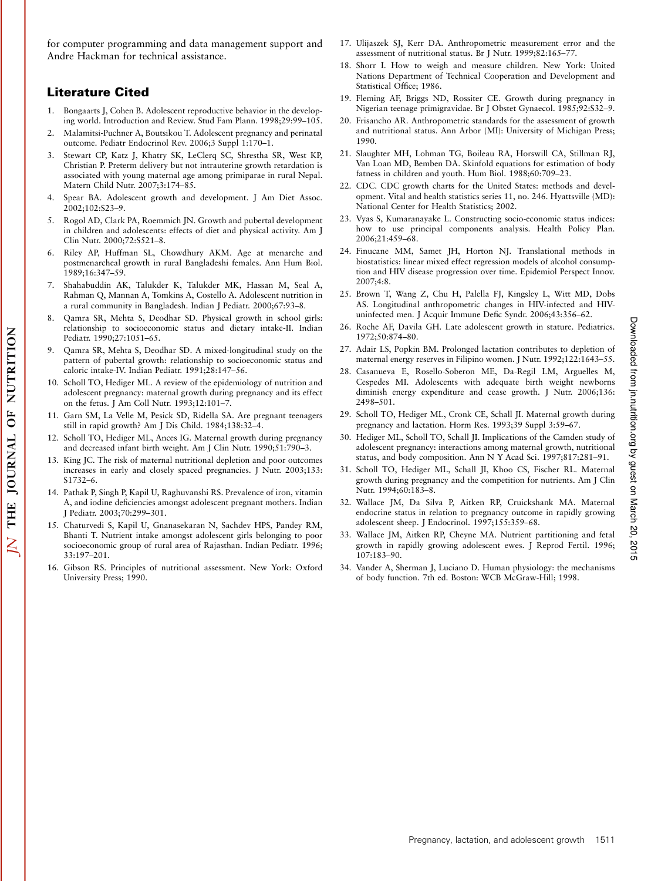for computer programming and data management support and Andre Hackman for technical assistance.

## Literature Cited

1. Bongaarts J, Cohen B. Adolescent reproductive behavior in the developing world. Introduction and Review. Stud Fam Plann. 1998;29:99–105.
2. Malamitsi-Puchner A, Boutsikou T. Adolescent pregnancy and perinatal outcome. Pediatr Endocrinol Rev. 2006;3 Suppl 1:170–1.
3. Stewart CP, Katz J, Khatry SK, LeClerq SC, Shrestha SR, West KP, Christian P. Preterm delivery but not intrauterine growth retardation is associated with young maternal age among primiparae in rural Nepal. Matern Child Nutr. 2007;3:174–85.
4. Spear BA. Adolescent growth and development. J Am Diet Assoc. 2002;102:S23–9.
5. Rogol AD, Clark PA, Roemmich JN. Growth and pubertal development in children and adolescents: effects of diet and physical activity. Am J Clin Nutr. 2000;72:S521–8.
6. Riley AP, Huffman SL, Chowdhury AKM. Age at menarche and postmenarcheal growth in rural Bangladeshi females. Ann Hum Biol. 1989;16:347–59.
7. Shahabuddin AK, Talukder K, Talukder MK, Hassan M, Seal A, Rahman Q, Mannan A, Tomkins A, Costello A. Adolescent nutrition in a rural community in Bangladesh. Indian J Pediatr. 2000;67:93–8.
8. Qamra SR, Mehta S, Deodhar SD. Physical growth in school girls: relationship to socioeconomic status and dietary intake-II. Indian Pediatr. 1990;27:1051–65.
9. Qamra SR, Mehta S, Deodhar SD. A mixed-longitudinal study on the pattern of pubertal growth: relationship to socioeconomic status and caloric intake-IV. Indian Pediatr. 1991;28:147–56.
10. Scholl TO, Hediger ML. A review of the epidemiology of nutrition and adolescent pregnancy: maternal growth during pregnancy and its effect on the fetus. J Am Coll Nutr. 1993;12:101–7.
11. Garn SM, La Velle M, Pesick SD, Ridella SA. Are pregnant teenagers still in rapid growth? Am J Dis Child. 1984;138:32–4.
12. Scholl TO, Hediger ML, Ances IG. Maternal growth during pregnancy and decreased infant birth weight. Am J Clin Nutr. 1990;51:790–3.
13. King JC. The risk of maternal nutritional depletion and poor outcomes increases in early and closely spaced pregnancies. J Nutr. 2003;133:S1732–6.
14. Pathak P, Singh P, Kapil U, Raghuvanshi RS. Prevalence of iron, vitamin A, and iodine deficiencies amongst adolescent pregnant mothers. Indian J Pediatr. 2003;70:299–301.
15. Chaturvedi S, Kapil U, Gnanasekaran N, Sachdev HPS, Pandey RM, Bhanti T. Nutrient intake amongst adolescent girls belonging to poor socioeconomic group of rural area of Rajasthan. Indian Pediatr. 1996;33:197–201.
16. Gibson RS. Principles of nutritional assessment. New York: Oxford University Press; 1990.
17. Ulijaszek SJ, Kerr DA. Anthropometric measurement error and the assessment of nutritional status. Br J Nutr. 1999;82:165–77.
18. Shorr I. How to weigh and measure children. New York: United Nations Department of Technical Cooperation and Development and Statistical Office; 1986.
19. Fleming AF, Briggs ND, Rossiter CE. Growth during pregnancy in Nigerian teenage primigravidae. Br J Obstet Gynaecol. 1985;92:S32–9.
20. Frisancho AR. Anthropometric standards for the assessment of growth and nutritional status. Ann Arbor (MI): University of Michigan Press; 1990.
21. Slaughter MH, Lohman TG, Boileau RA, Horswill CA, Stillman RJ, Van Loan MD, Bemben DA. Skinfold equations for estimation of body fatness in children and youth. Hum Biol. 1988;60:709–23.
22. CDC. CDC growth charts for the United States: methods and development. Vital and health statistics series 11, no. 246. Hyattsville (MD): National Center for Health Statistics; 2002.
23. Vyas S, Kumaranayake L. Constructing socio-economic status indices: how to use principal components analysis. Health Policy Plan. 2006;21:459–68.
24. Finucane MM, Samet JH, Horton NJ. Translational methods in biostatistics: linear mixed effect regression models of alcohol consumption and HIV disease progression over time. Epidemiol Perspect Innov. 2007;4:8.
25. Brown T, Wang Z, Chu H, Palella FJ, Kingsley L, Witt MD, Dobs AS. Longitudinal anthropometric changes in HIV-infected and HIV-uninfected men. J Acquir Immune Defic Syndr. 2006;43:356–62.
26. Roche AF, Davila GH. Late adolescent growth in stature. Pediatrics. 1972;50:874–80.
27. Adair LS, Popkin BM. Prolonged lactation contributes to depletion of maternal energy reserves in Filipino women. J Nutr. 1992;122:1643–55.
28. Casanueva E, Rosello-Soberon ME, Da-Regil LM, Arguelles M, Cespedes MI. Adolescents with adequate birth weight newborns diminish energy expenditure and cease growth. J Nutr. 2006;136:2498–501.
29. Scholl TO, Hediger ML, Cronk CE, Schall JI. Maternal growth during pregnancy and lactation. Horm Res. 1993;39 Suppl 3:59–67.
30. Hediger ML, Scholl TO, Schall JI. Implications of the Camden study of adolescent pregnancy: interactions among maternal growth, nutritional status, and body composition. Ann N Y Acad Sci. 1997;817:281–91.
31. Scholl TO, Hediger ML, Schall JI, Khoo CS, Fischer RL. Maternal growth during pregnancy and the competition for nutrients. Am J Clin Nutr. 1994;60:183–8.
32. Wallace JM, Da Silva P, Aitken RP, Cruickshank MA. Maternal endocrine status in relation to pregnancy outcome in rapidly growing adolescent sheep. J Endocrinol. 1997;155:359–68.
33. Wallace JM, Aitken RP, Cheyne MA. Nutrient partitioning and fetal growth in rapidly growing adolescent ewes. J Reprod Fertil. 1996;107:183–90.
34. Vander A, Sherman J, Luciano D. Human physiology: the mechanisms of body function. 7th ed. Boston: WCB McGraw-Hill; 1998.